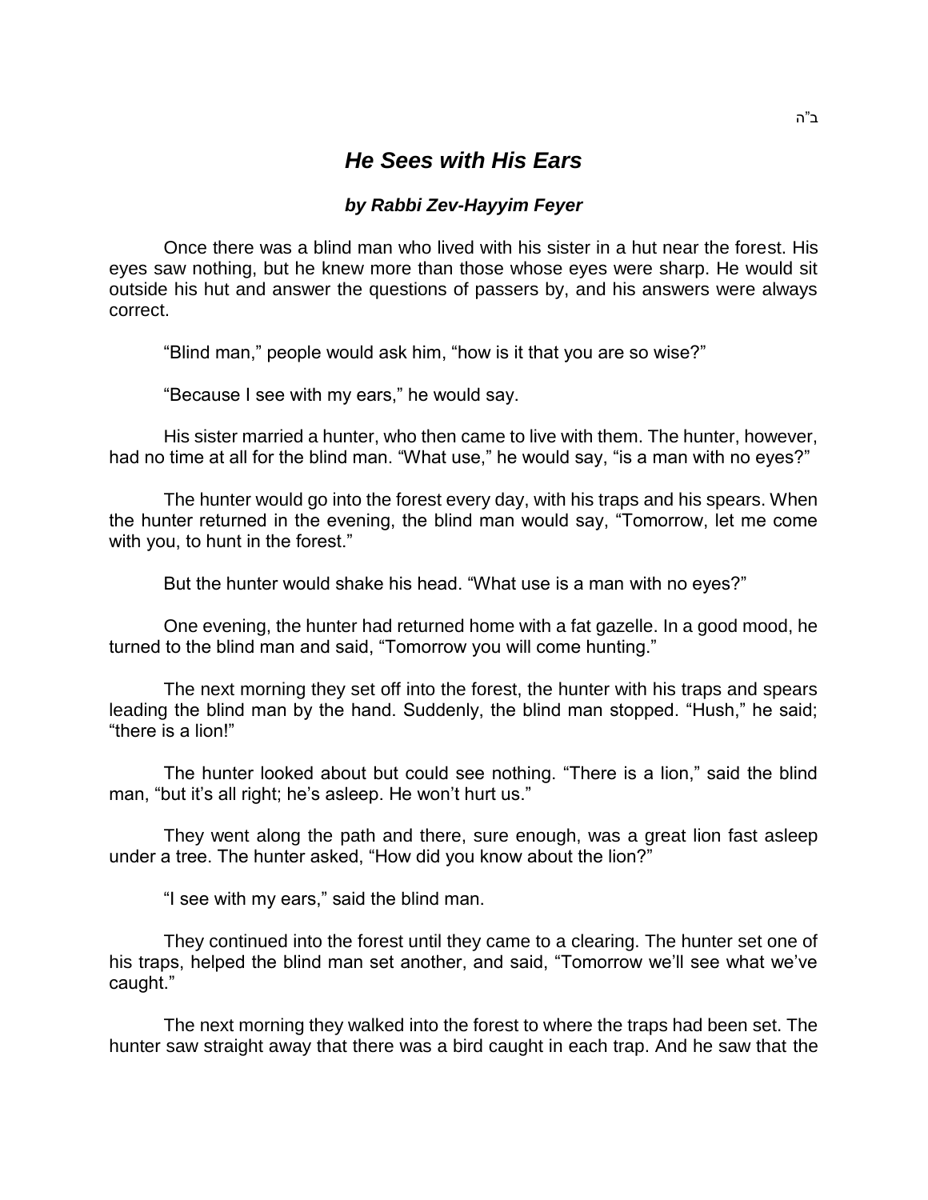ב"ה

# *He Sees with His Ears*

### *by Rabbi Zev-Hayyim Feyer*

Once there was a blind man who lived with his sister in a hut near the forest. His eyes saw nothing, but he knew more than those whose eyes were sharp. He would sit outside his hut and answer the questions of passers by, and his answers were always correct.

“Blind man,” people would ask him, “how is it that you are so wise?”

“Because I see with my ears,” he would say.

His sister married a hunter, who then came to live with them. The hunter, however, had no time at all for the blind man. “What use,” he would say, “is a man with no eyes?”

The hunter would go into the forest every day, with his traps and his spears. When the hunter returned in the evening, the blind man would say, “Tomorrow, let me come with you, to hunt in the forest.”

But the hunter would shake his head. “What use is a man with no eyes?”

One evening, the hunter had returned home with a fat gazelle. In a good mood, he turned to the blind man and said, “Tomorrow you will come hunting.”

The next morning they set off into the forest, the hunter with his traps and spears leading the blind man by the hand. Suddenly, the blind man stopped. “Hush,” he said; “there is a lion!”

The hunter looked about but could see nothing. “There is a lion,” said the blind man, “but it’s all right; he’s asleep. He won’t hurt us.”

They went along the path and there, sure enough, was a great lion fast asleep under a tree. The hunter asked, “How did you know about the lion?”

“I see with my ears,” said the blind man.

They continued into the forest until they came to a clearing. The hunter set one of his traps, helped the blind man set another, and said, “Tomorrow we’ll see what we’ve caught.”

The next morning they walked into the forest to where the traps had been set. The hunter saw straight away that there was a bird caught in each trap. And he saw that the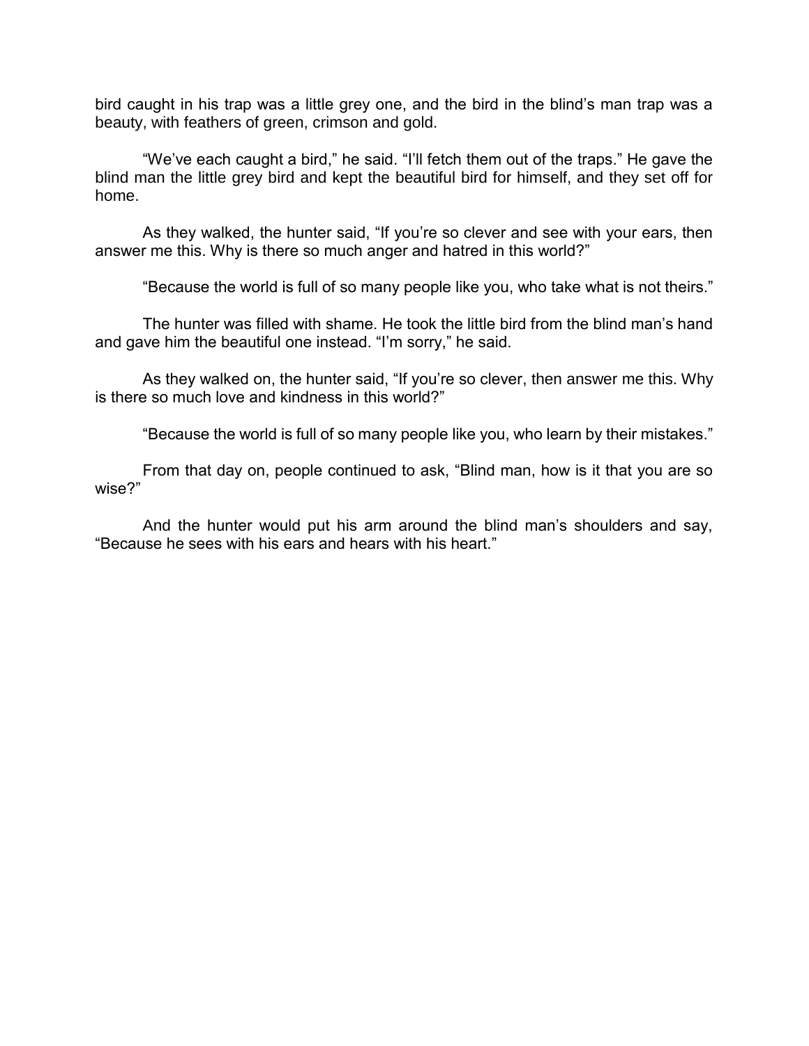bird caught in his trap was a little grey one, and the bird in the blind's man trap was a beauty, with feathers of green, crimson and gold.

"We've each caught a bird," he said. "I'll fetch them out of the traps." He gave the blind man the little grey bird and kept the beautiful bird for himself, and they set off for home.

As they walked, the hunter said, "If you're so clever and see with your ears, then answer me this. Why is there so much anger and hatred in this world?"

"Because the world is full of so many people like you, who take what is not theirs."

The hunter was filled with shame. He took the little bird from the blind man's hand and gave him the beautiful one instead. "I'm sorry," he said.

As they walked on, the hunter said, "If you're so clever, then answer me this. Why is there so much love and kindness in this world?"

"Because the world is full of so many people like you, who learn by their mistakes."

From that day on, people continued to ask, "Blind man, how is it that you are so wise?"

And the hunter would put his arm around the blind man's shoulders and say, "Because he sees with his ears and hears with his heart."